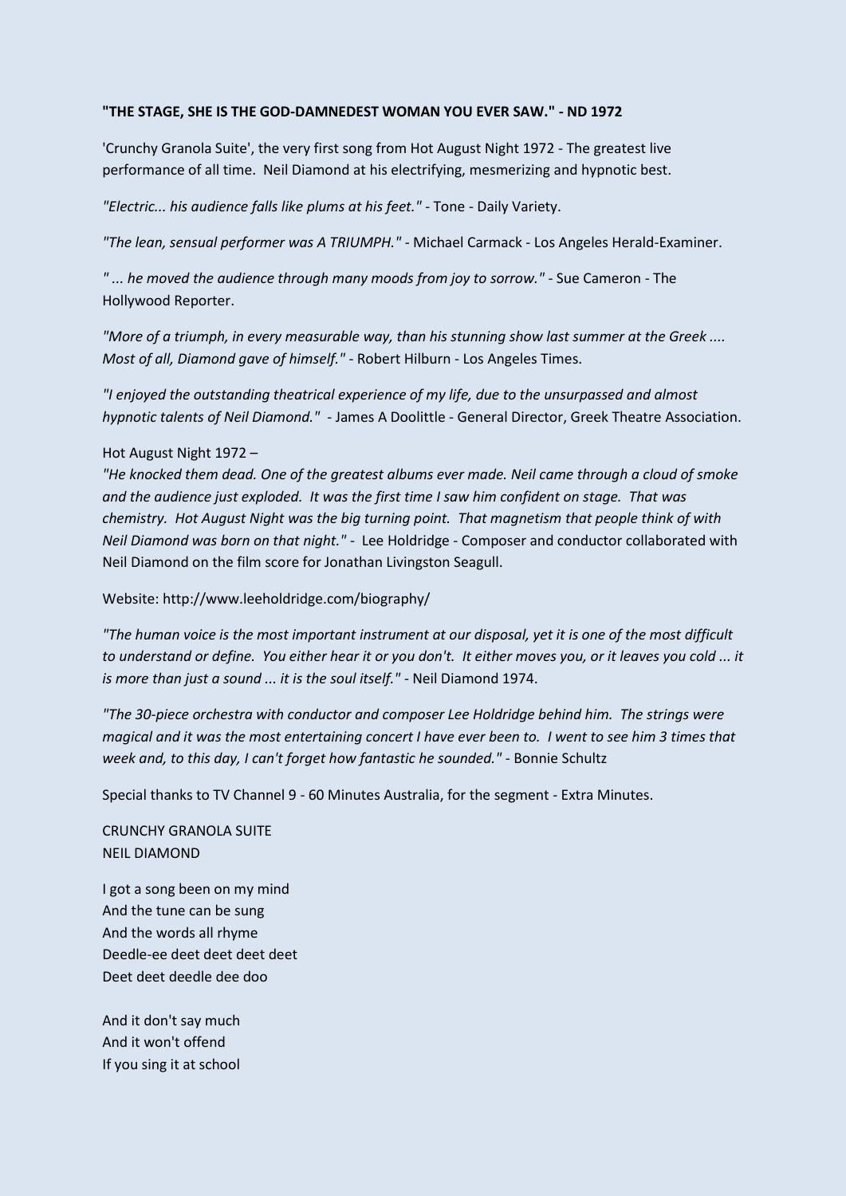**"THE STAGE, SHE IS THE GOD-DAMNEDEST WOMAN YOU EVER SAW." - ND 1972**

'Crunchy Granola Suite', the very first song from Hot August Night 1972 - The greatest live performance of all time. Neil Diamond at his electrifying, mesmerizing and hypnotic best.

*"Electric... his audience falls like plums at his feet."* - Tone - Daily Variety.

*"The lean, sensual performer was A TRIUMPH."* - Michael Carmack - Los Angeles Herald-Examiner.

*" ... he moved the audience through many moods from joy to sorrow."* - Sue Cameron - The Hollywood Reporter.

*"More of a triumph, in every measurable way, than his stunning show last summer at the Greek .... Most of all, Diamond gave of himself."* - Robert Hilburn - Los Angeles Times.

*"I enjoyed the outstanding theatrical experience of my life, due to the unsurpassed and almost hypnotic talents of Neil Diamond."* - James A Doolittle - General Director, Greek Theatre Association.

Hot August Night 1972 –
*"He knocked them dead. One of the greatest albums ever made. Neil came through a cloud of smoke and the audience just exploded. It was the first time I saw him confident on stage. That was chemistry. Hot August Night was the big turning point. That magnetism that people think of with Neil Diamond was born on that night."* - Lee Holdridge - Composer and conductor collaborated with Neil Diamond on the film score for Jonathan Livingston Seagull.

Website: http://www.leeholdridge.com/biography/

*"The human voice is the most important instrument at our disposal, yet it is one of the most difficult to understand or define. You either hear it or you don't. It either moves you, or it leaves you cold ... it is more than just a sound ... it is the soul itself."* - Neil Diamond 1974.

*"The 30-piece orchestra with conductor and composer Lee Holdridge behind him. The strings were magical and it was the most entertaining concert I have ever been to. I went to see him 3 times that week and, to this day, I can't forget how fantastic he sounded."* - Bonnie Schultz

Special thanks to TV Channel 9 - 60 Minutes Australia, for the segment - Extra Minutes.

CRUNCHY GRANOLA SUITE
NEIL DIAMOND

I got a song been on my mind
And the tune can be sung
And the words all rhyme
Deedle-ee deet deet deet deet
Deet deet deedle dee doo

And it don't say much
And it won't offend
If you sing it at school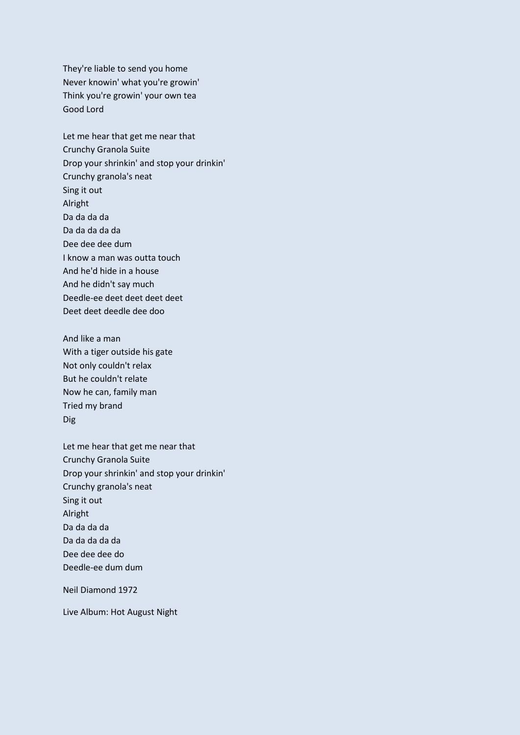They're liable to send you home
Never knowin' what you're growin'
Think you're growin' your own tea
Good Lord

Let me hear that get me near that
Crunchy Granola Suite
Drop your shrinkin' and stop your drinkin'
Crunchy granola's neat
Sing it out
Alright
Da da da da
Da da da da da
Dee dee dee dum
I know a man was outta touch
And he'd hide in a house
And he didn't say much
Deedle-ee deet deet deet deet
Deet deet deedle dee doo

And like a man
With a tiger outside his gate
Not only couldn't relax
But he couldn't relate
Now he can, family man
Tried my brand
Dig

Let me hear that get me near that
Crunchy Granola Suite
Drop your shrinkin' and stop your drinkin'
Crunchy granola's neat
Sing it out
Alright
Da da da da
Da da da da da
Dee dee dee do
Deedle-ee dum dum

Neil Diamond 1972

Live Album: Hot August Night